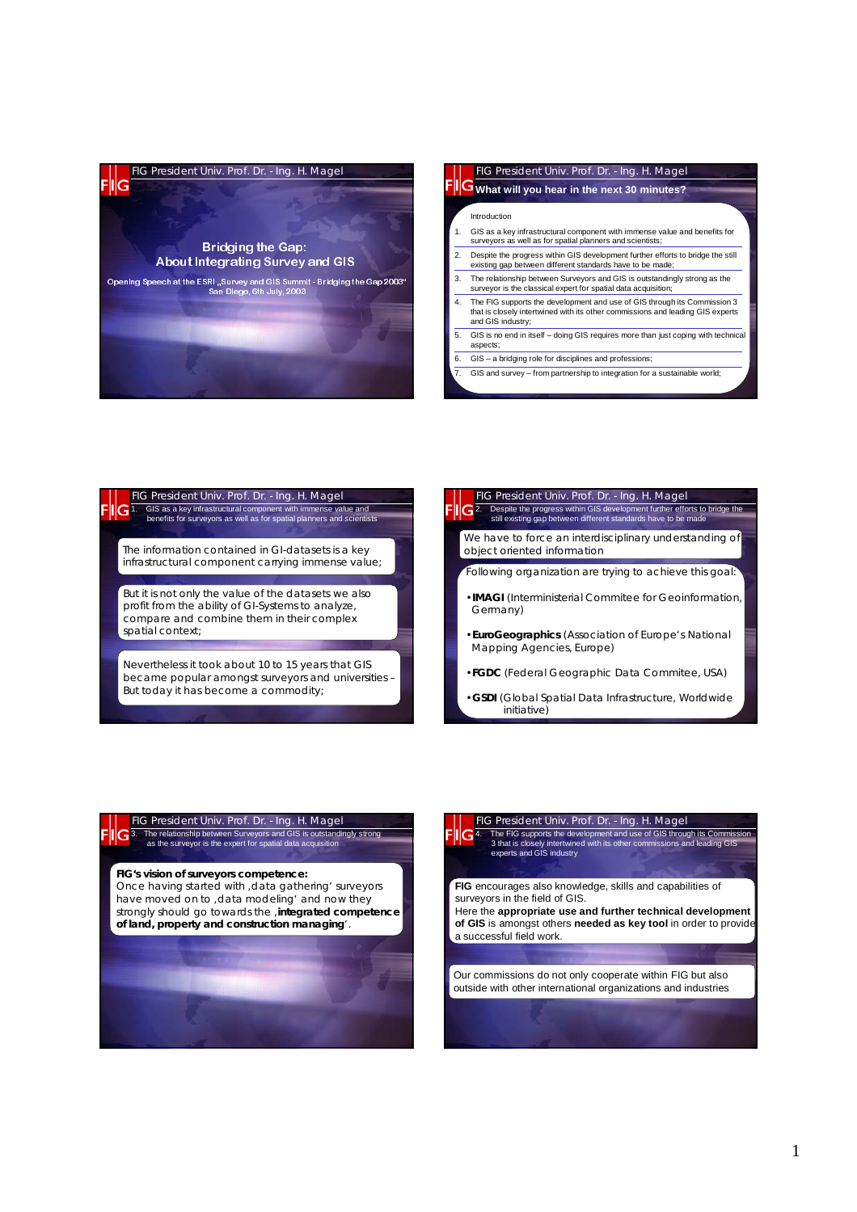FIG President Univ. Prof. Dr. - Ing. H. Magel

## Bridging the Gap: About Integrating Survey and GIS

Opening Speech at the ESRI „Survey and GIS Summit - Bridging the Gap 2003“
San Diego, 6th July, 2003

---

FIG President Univ. Prof. Dr. - Ing. H. Magel

### What will you hear in the next 30 minutes?

Introduction

1. GIS as a key infrastructural component with immense value and benefits for surveyors as well as for spatial planners and scientists;
2. Despite the progress within GIS development further efforts to bridge the still existing gap between different standards have to be made;
3. The relationship between Surveyors and GIS is outstandingly strong as the surveyor is the classical expert for spatial data acquisition;
4. The FIG supports the development and use of GIS through its Commission 3 that is closely intertwined with its other commissions and leading GIS experts and GIS industry;
5. GIS is no end in itself – doing GIS requires more than just coping with technical aspects;
6. GIS – a bridging role for disciplines and professions;
7. GIS and survey – from partnership to integration for a sustainable world;

---

FIG President Univ. Prof. Dr. - Ing. H. Magel

### 1. GIS as a key infrastructural component with immense value and benefits for surveyors as well as for spatial planners and scientists

The information contained in GI-datasets is a key infrastructural component carrying immense value;

But it is not only the value of the datasets we also profit from the ability of GI-Systems to analyze, compare and combine them in their complex spatial context;

Nevertheless it took about 10 to 15 years that GIS became popular amongst surveyors and universities – But today it has become a commodity;

---

FIG President Univ. Prof. Dr. - Ing. H. Magel

### 2. Despite the progress within GIS development further efforts to bridge the still existing gap between different standards have to be made

We have to force an interdisciplinary understanding of object oriented information

Following organization are trying to achieve this goal:

- **IMAGI** (Interministerial Commitee for Geoinformation, Germany)
- **EuroGeographics** (Association of Europe's National Mapping Agencies, Europe)
- **FGDC** (Federal Geographic Data Commitee, USA)
- **GSDI** (Global Spatial Data Infrastructure, Worldwide initiative)

---

FIG President Univ. Prof. Dr. - Ing. H. Magel

### 3. The relationship between Surveyors and GIS is outstandingly strong as the surveyor is the expert for spatial data acquisition

**FIG's vision of surveyors competence:**
Once having started with ‚data gathering' surveyors have moved on to ‚data modeling' and now they strongly should go towards the ‚**integrated competence of land, property and construction managing**'.

---

FIG President Univ. Prof. Dr. - Ing. H. Magel

### 4. The FIG supports the development and use of GIS through its Commission 3 that is closely intertwined with its other commissions and leading GIS experts and GIS industry

**FIG** encourages also knowledge, skills and capabilities of surveyors in the field of GIS.
Here the **appropriate use and further technical development of GIS** is amongst others **needed as key tool** in order to provide a successful field work.

Our commissions do not only cooperate within FIG but also outside with other international organizations and industries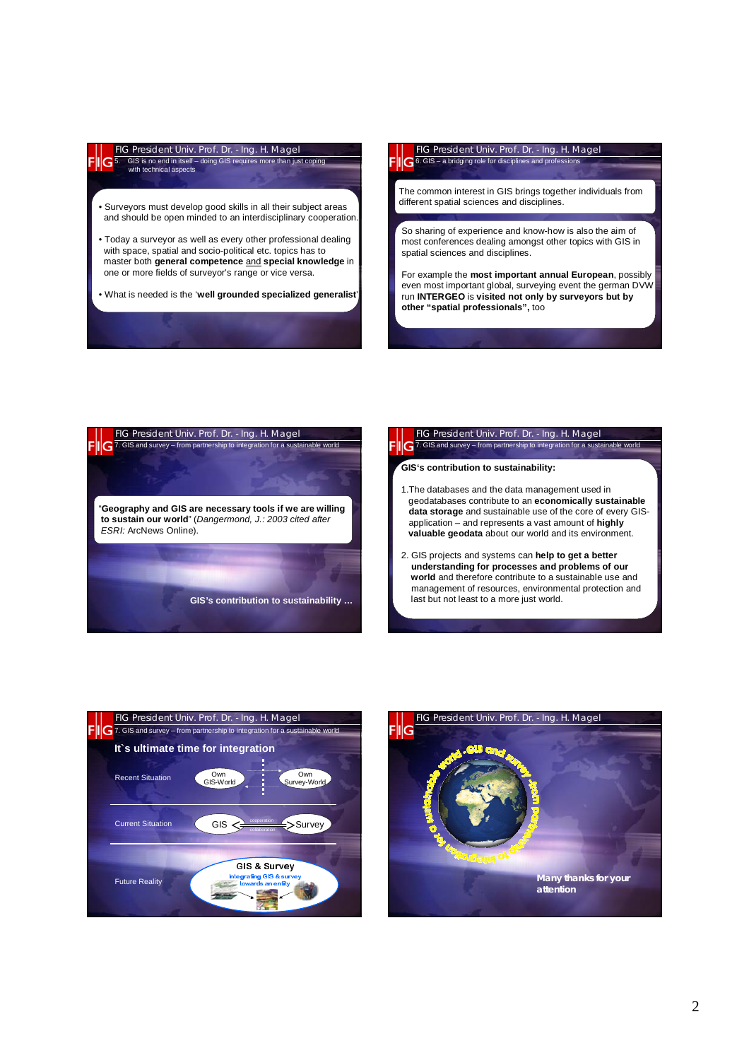## FIG President Univ. Prof. Dr. - Ing. H. Magel

### 5. GIS is no end in itself – doing GIS requires more than just coping with technical aspects

- Surveyors must develop good skills in all their subject areas and should be open minded to an interdisciplinary cooperation.
- Today a surveyor as well as every other professional dealing with space, spatial and socio-political etc. topics has to master both **general competence** and **special knowledge** in one or more fields of surveyor's range or vice versa.
- What is needed is the '**well grounded specialized generalist**'

## FIG President Univ. Prof. Dr. - Ing. H. Magel

### 6. GIS – a bridging role for disciplines and professions

The common interest in GIS brings together individuals from different spatial sciences and disciplines.

So sharing of experience and know-how is also the aim of most conferences dealing amongst other topics with GIS in spatial sciences and disciplines.

For example the **most important annual European**, possibly even most important global, surveying event the german DVW run **INTERGEO** is **visited not only by surveyors but by other "spatial professionals",** too

## FIG President Univ. Prof. Dr. - Ing. H. Magel

### 7. GIS and survey – from partnership to integration for a sustainable world

"**Geography and GIS are necessary tools if we are willing to sustain our world**" (*Dangermond, J.: 2003 cited after ESRI:* ArcNews Online).

**GIS's contribution to sustainability …**

## FIG President Univ. Prof. Dr. - Ing. H. Magel

### 7. GIS and survey – from partnership to integration for a sustainable world

**GIS's contribution to sustainability:**

1. The databases and the data management used in geodatabases contribute to an **economically sustainable data storage** and sustainable use of the core of every GIS-application – and represents a vast amount of **highly valuable geodata** about our world and its environment.
2. GIS projects and systems can **help to get a better understanding for processes and problems of our world** and therefore contribute to a sustainable use and management of resources, environmental protection and last but not least to a more just world.

## FIG President Univ. Prof. Dr. - Ing. H. Magel

### 7. GIS and survey – from partnership to integration for a sustainable world

**It`s ultimate time for integration**

Recent Situation: Own GIS-World | Own Survey-World

Current Situation: GIS <— cooperation / collaboration —> Survey

Future Reality: **GIS & Survey** – integrating GIS & survey towards an entity

## FIG President Univ. Prof. Dr. - Ing. H. Magel

GIS and survey – from partnership to integration for a sustainable world

**Many thanks for your attention**